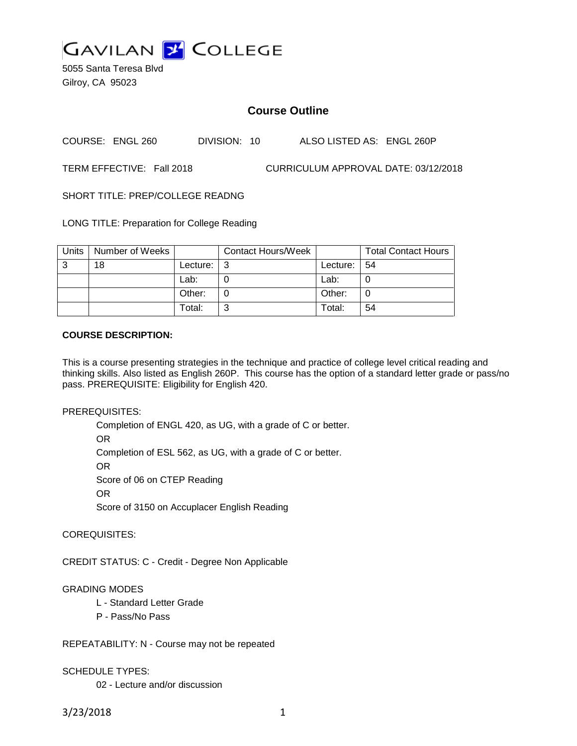# GAVILAN COLLEGE

5055 Santa Teresa Blvd
Gilroy, CA 95023

## Course Outline

COURSE: ENGL 260 DIVISION: 10 ALSO LISTED AS: ENGL 260P

TERM EFFECTIVE: Fall 2018 CURRICULUM APPROVAL DATE: 03/12/2018

SHORT TITLE: PREP/COLLEGE READNG

LONG TITLE: Preparation for College Reading

| Units | Number of Weeks | | Contact Hours/Week | | Total Contact Hours |
|---|---|---|---|---|---|
| 3 | 18 | Lecture: | 3 | Lecture: | 54 |
| | | Lab: | 0 | Lab: | 0 |
| | | Other: | 0 | Other: | 0 |
| | | Total: | 3 | Total: | 54 |

**COURSE DESCRIPTION:**

This is a course presenting strategies in the technique and practice of college level critical reading and thinking skills. Also listed as English 260P. This course has the option of a standard letter grade or pass/no pass. PREREQUISITE: Eligibility for English 420.

PREREQUISITES:

Completion of ENGL 420, as UG, with a grade of C or better.
OR
Completion of ESL 562, as UG, with a grade of C or better.
OR
Score of 06 on CTEP Reading
OR
Score of 3150 on Accuplacer English Reading

COREQUISITES:

CREDIT STATUS: C - Credit - Degree Non Applicable

GRADING MODES

L - Standard Letter Grade
P - Pass/No Pass

REPEATABILITY: N - Course may not be repeated

SCHEDULE TYPES:

02 - Lecture and/or discussion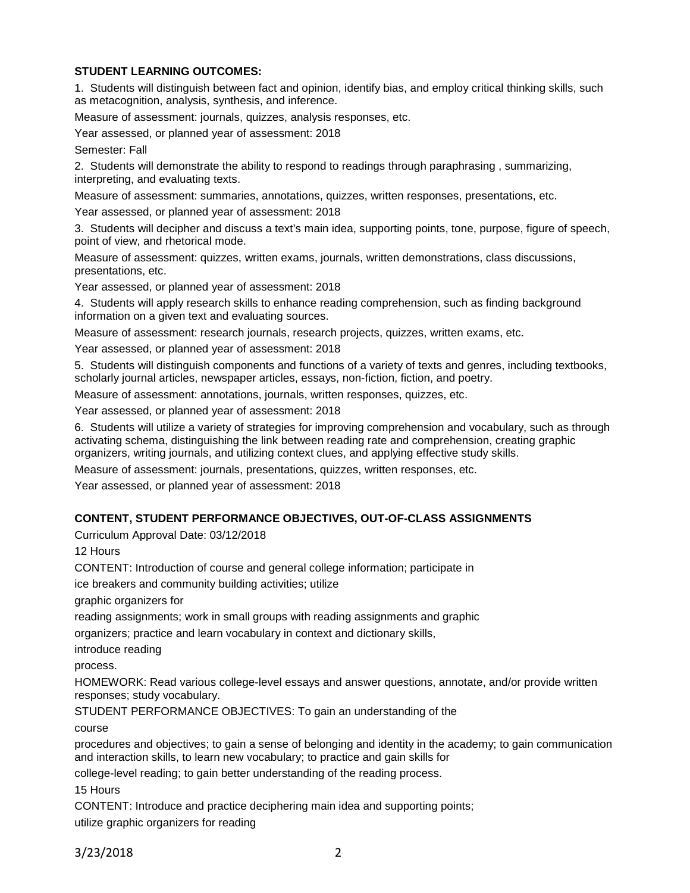**STUDENT LEARNING OUTCOMES:**

1. Students will distinguish between fact and opinion, identify bias, and employ critical thinking skills, such as metacognition, analysis, synthesis, and inference.

Measure of assessment: journals, quizzes, analysis responses, etc.

Year assessed, or planned year of assessment: 2018

Semester: Fall

2. Students will demonstrate the ability to respond to readings through paraphrasing , summarizing, interpreting, and evaluating texts.

Measure of assessment: summaries, annotations, quizzes, written responses, presentations, etc.

Year assessed, or planned year of assessment: 2018

3. Students will decipher and discuss a text's main idea, supporting points, tone, purpose, figure of speech, point of view, and rhetorical mode.

Measure of assessment: quizzes, written exams, journals, written demonstrations, class discussions, presentations, etc.

Year assessed, or planned year of assessment: 2018

4. Students will apply research skills to enhance reading comprehension, such as finding background information on a given text and evaluating sources.

Measure of assessment: research journals, research projects, quizzes, written exams, etc.

Year assessed, or planned year of assessment: 2018

5. Students will distinguish components and functions of a variety of texts and genres, including textbooks, scholarly journal articles, newspaper articles, essays, non-fiction, fiction, and poetry.

Measure of assessment: annotations, journals, written responses, quizzes, etc.

Year assessed, or planned year of assessment: 2018

6. Students will utilize a variety of strategies for improving comprehension and vocabulary, such as through activating schema, distinguishing the link between reading rate and comprehension, creating graphic organizers, writing journals, and utilizing context clues, and applying effective study skills.

Measure of assessment: journals, presentations, quizzes, written responses, etc.

Year assessed, or planned year of assessment: 2018

**CONTENT, STUDENT PERFORMANCE OBJECTIVES, OUT-OF-CLASS ASSIGNMENTS**

Curriculum Approval Date: 03/12/2018

12 Hours

CONTENT: Introduction of course and general college information; participate in ice breakers and community building activities; utilize graphic organizers for reading assignments; work in small groups with reading assignments and graphic organizers; practice and learn vocabulary in context and dictionary skills, introduce reading process.

HOMEWORK: Read various college-level essays and answer questions, annotate, and/or provide written responses; study vocabulary.

STUDENT PERFORMANCE OBJECTIVES: To gain an understanding of the course procedures and objectives; to gain a sense of belonging and identity in the academy; to gain communication and interaction skills, to learn new vocabulary; to practice and gain skills for college-level reading; to gain better understanding of the reading process.

15 Hours

CONTENT: Introduce and practice deciphering main idea and supporting points; utilize graphic organizers for reading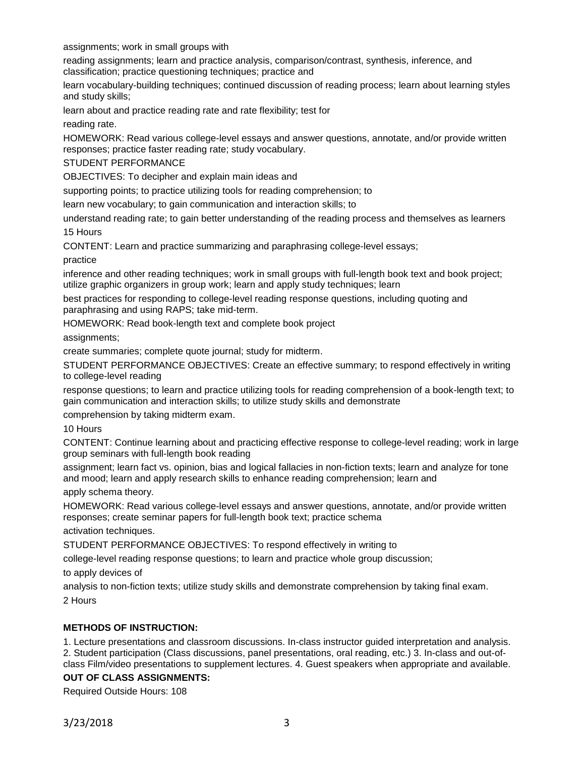assignments; work in small groups with

reading assignments; learn and practice analysis, comparison/contrast, synthesis, inference, and classification; practice questioning techniques; practice and

learn vocabulary-building techniques; continued discussion of reading process; learn about learning styles and study skills;

learn about and practice reading rate and rate flexibility; test for

reading rate.

HOMEWORK: Read various college-level essays and answer questions, annotate, and/or provide written responses; practice faster reading rate; study vocabulary.

STUDENT PERFORMANCE

OBJECTIVES: To decipher and explain main ideas and

supporting points; to practice utilizing tools for reading comprehension; to

learn new vocabulary; to gain communication and interaction skills; to

understand reading rate; to gain better understanding of the reading process and themselves as learners

15 Hours

CONTENT: Learn and practice summarizing and paraphrasing college-level essays;

practice

inference and other reading techniques; work in small groups with full-length book text and book project; utilize graphic organizers in group work; learn and apply study techniques; learn

best practices for responding to college-level reading response questions, including quoting and paraphrasing and using RAPS; take mid-term.

HOMEWORK: Read book-length text and complete book project

assignments;

create summaries; complete quote journal; study for midterm.

STUDENT PERFORMANCE OBJECTIVES: Create an effective summary; to respond effectively in writing to college-level reading

response questions; to learn and practice utilizing tools for reading comprehension of a book-length text; to gain communication and interaction skills; to utilize study skills and demonstrate

comprehension by taking midterm exam.

10 Hours

CONTENT: Continue learning about and practicing effective response to college-level reading; work in large group seminars with full-length book reading

assignment; learn fact vs. opinion, bias and logical fallacies in non-fiction texts; learn and analyze for tone and mood; learn and apply research skills to enhance reading comprehension; learn and

apply schema theory.

HOMEWORK: Read various college-level essays and answer questions, annotate, and/or provide written responses; create seminar papers for full-length book text; practice schema

activation techniques.

STUDENT PERFORMANCE OBJECTIVES: To respond effectively in writing to

college-level reading response questions; to learn and practice whole group discussion;

to apply devices of

analysis to non-fiction texts; utilize study skills and demonstrate comprehension by taking final exam.

2 Hours

**METHODS OF INSTRUCTION:**

1. Lecture presentations and classroom discussions. In-class instructor guided interpretation and analysis. 2. Student participation (Class discussions, panel presentations, oral reading, etc.) 3. In-class and out-of-class Film/video presentations to supplement lectures. 4. Guest speakers when appropriate and available.

**OUT OF CLASS ASSIGNMENTS:**

Required Outside Hours: 108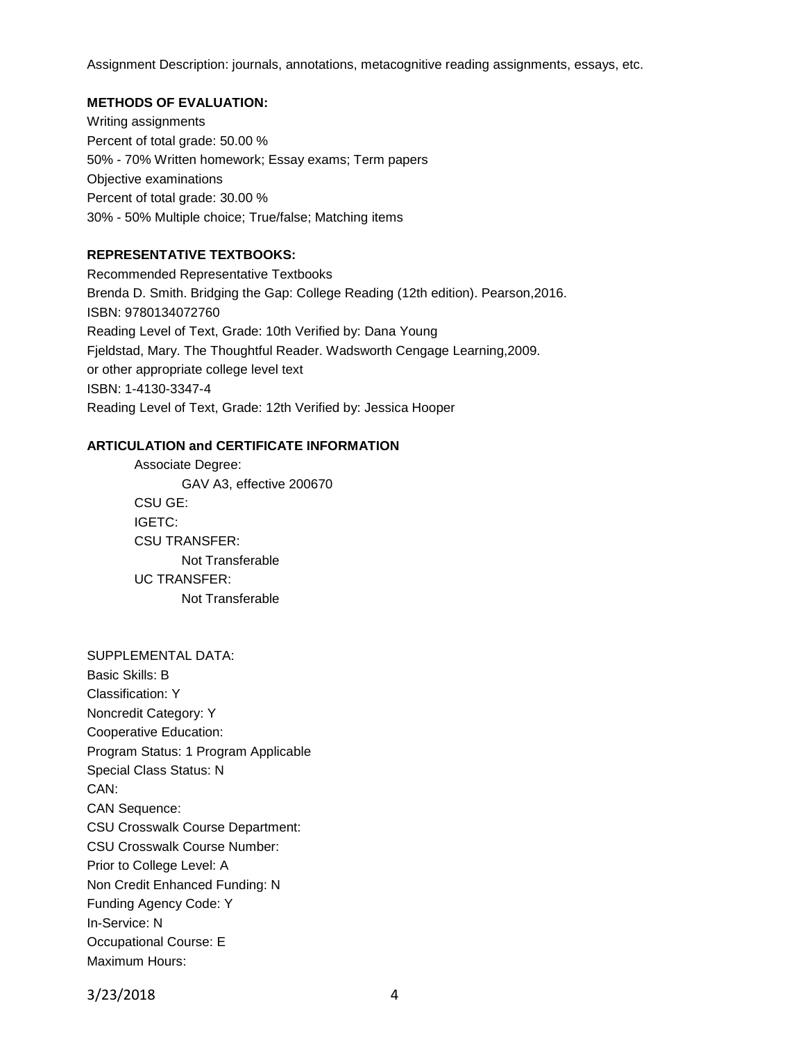Assignment Description: journals, annotations, metacognitive reading assignments, essays, etc.

**METHODS OF EVALUATION:**

Writing assignments
Percent of total grade: 50.00 %
50% - 70% Written homework; Essay exams; Term papers
Objective examinations
Percent of total grade: 30.00 %
30% - 50% Multiple choice; True/false; Matching items

**REPRESENTATIVE TEXTBOOKS:**

Recommended Representative Textbooks
Brenda D. Smith. Bridging the Gap: College Reading (12th edition). Pearson,2016.
ISBN: 9780134072760
Reading Level of Text, Grade: 10th Verified by: Dana Young
Fjeldstad, Mary. The Thoughtful Reader. Wadsworth Cengage Learning,2009.
or other appropriate college level text
ISBN: 1-4130-3347-4
Reading Level of Text, Grade: 12th Verified by: Jessica Hooper

**ARTICULATION and CERTIFICATE INFORMATION**

Associate Degree:
GAV A3, effective 200670
CSU GE:
IGETC:
CSU TRANSFER:
Not Transferable
UC TRANSFER:
Not Transferable

SUPPLEMENTAL DATA:
Basic Skills: B
Classification: Y
Noncredit Category: Y
Cooperative Education:
Program Status: 1 Program Applicable
Special Class Status: N
CAN:
CAN Sequence:
CSU Crosswalk Course Department:
CSU Crosswalk Course Number:
Prior to College Level: A
Non Credit Enhanced Funding: N
Funding Agency Code: Y
In-Service: N
Occupational Course: E
Maximum Hours: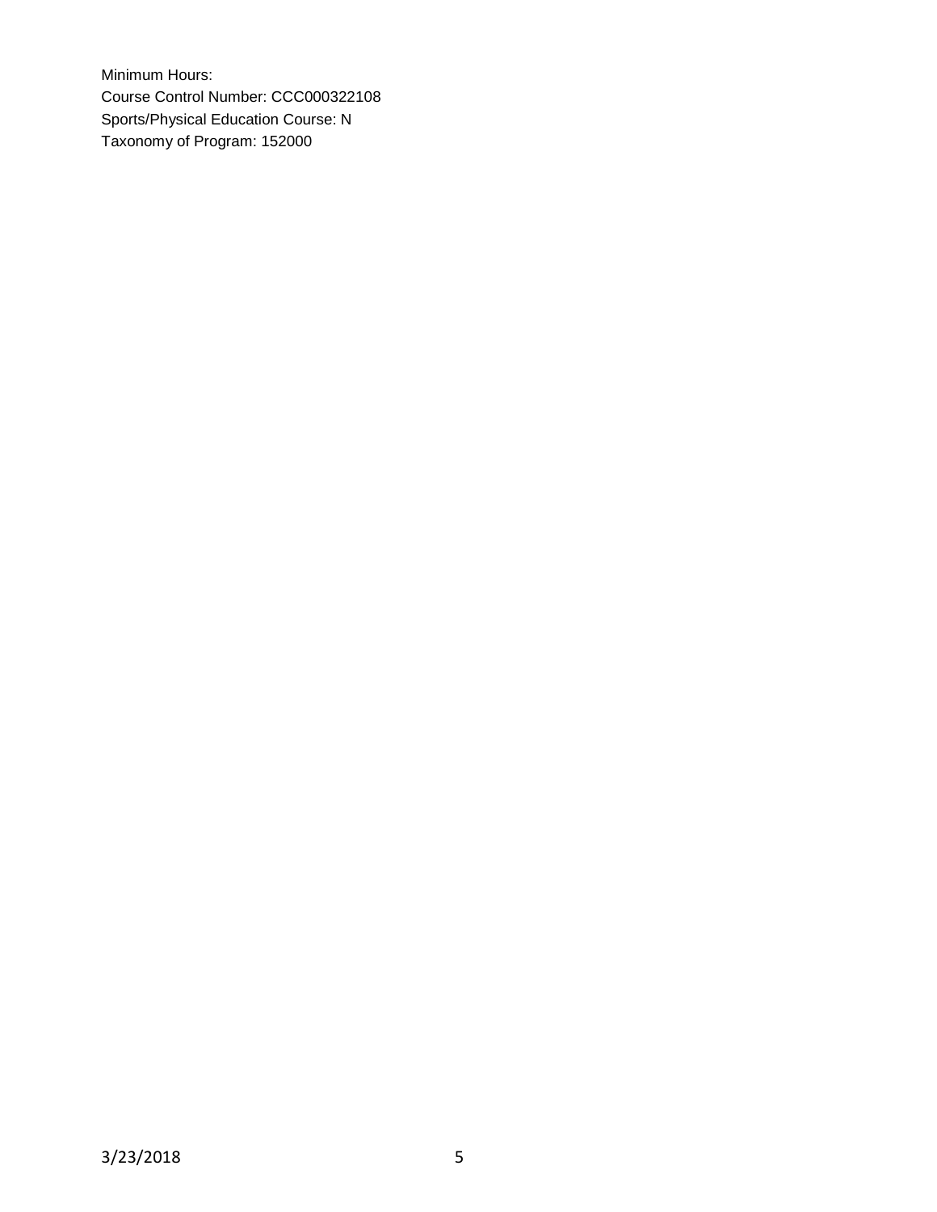Minimum Hours:
Course Control Number: CCC000322108
Sports/Physical Education Course: N
Taxonomy of Program: 152000